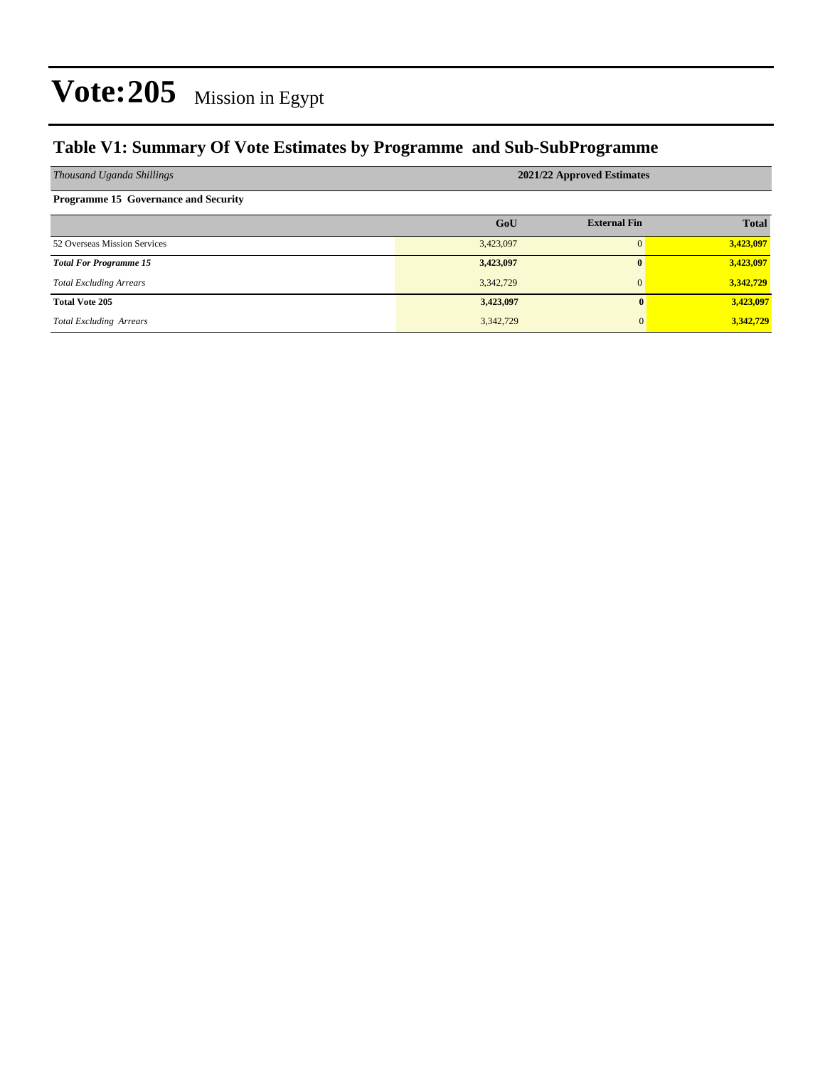# Vote:205 Mission in Egypt

## Table V1: Summary Of Vote Estimates by Programme and Sub-SubProgramme

| *Thousand Uganda Shillings* | 2021/22 Approved Estimates | | |
|---|---|---|---|
| **Programme 15 Governance and Security** | | | |
| | **GoU** | **External Fin** | **Total** |
| 52 Overseas Mission Services | 3,423,097 | 0 | 3,423,097 |
| ***Total For Programme 15*** | **3,423,097** | **0** | **3,423,097** |
| *Total Excluding Arrears* | 3,342,729 | 0 | 3,342,729 |
| **Total Vote 205** | **3,423,097** | **0** | **3,423,097** |
| *Total Excluding Arrears* | 3,342,729 | 0 | 3,342,729 |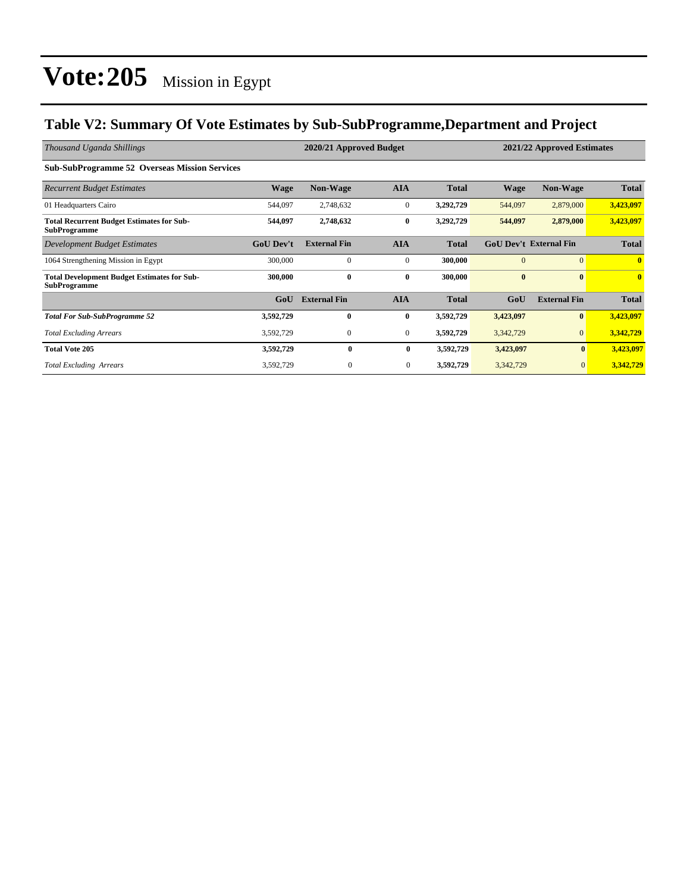# Vote:205 Mission in Egypt

## Table V2: Summary Of Vote Estimates by Sub-SubProgramme,Department and Project

| *Thousand Uganda Shillings* | 2020/21 Approved Budget | | | | 2021/22 Approved Estimates | | |
|---|---|---|---|---|---|---|---|
| **Sub-SubProgramme 52 Overseas Mission Services** | | | | | | | |
| *Recurrent Budget Estimates* | **Wage** | **Non-Wage** | **AIA** | **Total** | **Wage** | **Non-Wage** | **Total** |
| 01 Headquarters Cairo | 544,097 | 2,748,632 | 0 | **3,292,729** | 544,097 | 2,879,000 | **3,423,097** |
| **Total Recurrent Budget Estimates for Sub-SubProgramme** | **544,097** | **2,748,632** | **0** | **3,292,729** | **544,097** | **2,879,000** | **3,423,097** |
| *Development Budget Estimates* | **GoU Dev't** | **External Fin** | **AIA** | **Total** | **GoU Dev't** | **External Fin** | **Total** |
| 1064 Strengthening Mission in Egypt | 300,000 | 0 | 0 | **300,000** | 0 | 0 | **0** |
| **Total Development Budget Estimates for Sub-SubProgramme** | **300,000** | **0** | **0** | **300,000** | **0** | **0** | **0** |
| | **GoU** | **External Fin** | **AIA** | **Total** | **GoU** | **External Fin** | **Total** |
| ***Total For Sub-SubProgramme 52*** | **3,592,729** | **0** | **0** | **3,592,729** | **3,423,097** | **0** | **3,423,097** |
| *Total Excluding Arrears* | 3,592,729 | 0 | 0 | **3,592,729** | 3,342,729 | 0 | **3,342,729** |
| **Total Vote 205** | **3,592,729** | **0** | **0** | **3,592,729** | **3,423,097** | **0** | **3,423,097** |
| *Total Excluding Arrears* | 3,592,729 | 0 | 0 | **3,592,729** | 3,342,729 | 0 | **3,342,729** |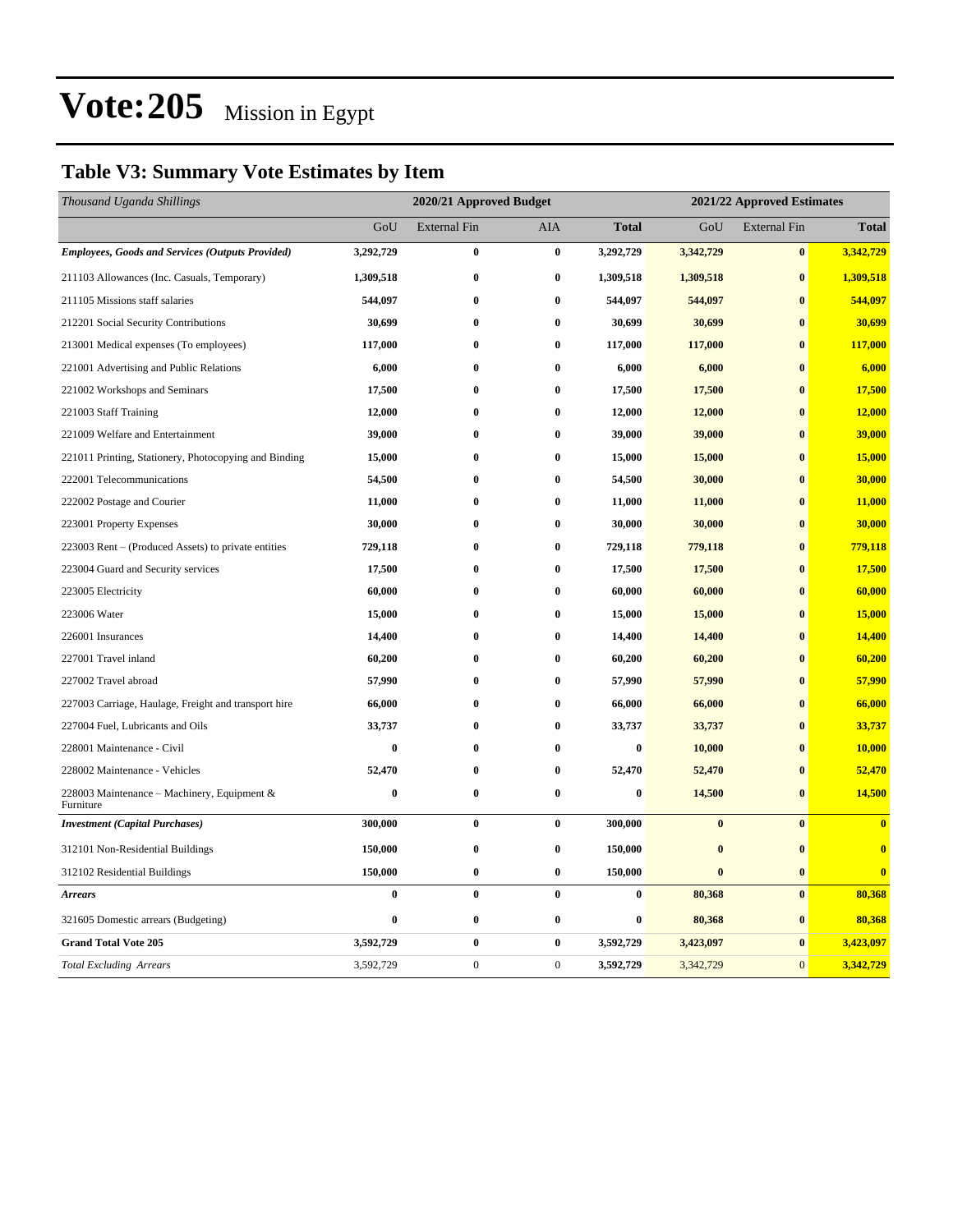# Vote:205 Mission in Egypt

## Table V3: Summary Vote Estimates by Item

| *Thousand Uganda Shillings* | 2020/21 Approved Budget | | | | 2021/22 Approved Estimates | | |
|---|---|---|---|---|---|---|---|
| | GoU | External Fin | AIA | **Total** | GoU | External Fin | **Total** |
| ***Employees, Goods and Services (Outputs Provided)*** | **3,292,729** | **0** | **0** | **3,292,729** | **3,342,729** | **0** | **3,342,729** |
| 211103 Allowances (Inc. Casuals, Temporary) | **1,309,518** | **0** | **0** | **1,309,518** | **1,309,518** | **0** | **1,309,518** |
| 211105 Missions staff salaries | **544,097** | **0** | **0** | **544,097** | **544,097** | **0** | **544,097** |
| 212201 Social Security Contributions | **30,699** | **0** | **0** | **30,699** | **30,699** | **0** | **30,699** |
| 213001 Medical expenses (To employees) | **117,000** | **0** | **0** | **117,000** | **117,000** | **0** | **117,000** |
| 221001 Advertising and Public Relations | **6,000** | **0** | **0** | **6,000** | **6,000** | **0** | **6,000** |
| 221002 Workshops and Seminars | **17,500** | **0** | **0** | **17,500** | **17,500** | **0** | **17,500** |
| 221003 Staff Training | **12,000** | **0** | **0** | **12,000** | **12,000** | **0** | **12,000** |
| 221009 Welfare and Entertainment | **39,000** | **0** | **0** | **39,000** | **39,000** | **0** | **39,000** |
| 221011 Printing, Stationery, Photocopying and Binding | **15,000** | **0** | **0** | **15,000** | **15,000** | **0** | **15,000** |
| 222001 Telecommunications | **54,500** | **0** | **0** | **54,500** | **30,000** | **0** | **30,000** |
| 222002 Postage and Courier | **11,000** | **0** | **0** | **11,000** | **11,000** | **0** | **11,000** |
| 223001 Property Expenses | **30,000** | **0** | **0** | **30,000** | **30,000** | **0** | **30,000** |
| 223003 Rent – (Produced Assets) to private entities | **729,118** | **0** | **0** | **729,118** | **779,118** | **0** | **779,118** |
| 223004 Guard and Security services | **17,500** | **0** | **0** | **17,500** | **17,500** | **0** | **17,500** |
| 223005 Electricity | **60,000** | **0** | **0** | **60,000** | **60,000** | **0** | **60,000** |
| 223006 Water | **15,000** | **0** | **0** | **15,000** | **15,000** | **0** | **15,000** |
| 226001 Insurances | **14,400** | **0** | **0** | **14,400** | **14,400** | **0** | **14,400** |
| 227001 Travel inland | **60,200** | **0** | **0** | **60,200** | **60,200** | **0** | **60,200** |
| 227002 Travel abroad | **57,990** | **0** | **0** | **57,990** | **57,990** | **0** | **57,990** |
| 227003 Carriage, Haulage, Freight and transport hire | **66,000** | **0** | **0** | **66,000** | **66,000** | **0** | **66,000** |
| 227004 Fuel, Lubricants and Oils | **33,737** | **0** | **0** | **33,737** | **33,737** | **0** | **33,737** |
| 228001 Maintenance - Civil | **0** | **0** | **0** | **0** | **10,000** | **0** | **10,000** |
| 228002 Maintenance - Vehicles | **52,470** | **0** | **0** | **52,470** | **52,470** | **0** | **52,470** |
| 228003 Maintenance – Machinery, Equipment & Furniture | **0** | **0** | **0** | **0** | **14,500** | **0** | **14,500** |
| ***Investment (Capital Purchases)*** | **300,000** | **0** | **0** | **300,000** | **0** | **0** | **0** |
| 312101 Non-Residential Buildings | **150,000** | **0** | **0** | **150,000** | **0** | **0** | **0** |
| 312102 Residential Buildings | **150,000** | **0** | **0** | **150,000** | **0** | **0** | **0** |
| ***Arrears*** | **0** | **0** | **0** | **0** | **80,368** | **0** | **80,368** |
| 321605 Domestic arrears (Budgeting) | **0** | **0** | **0** | **0** | **80,368** | **0** | **80,368** |
| **Grand Total Vote 205** | **3,592,729** | **0** | **0** | **3,592,729** | **3,423,097** | **0** | **3,423,097** |
| *Total Excluding Arrears* | 3,592,729 | 0 | 0 | **3,592,729** | 3,342,729 | 0 | **3,342,729** |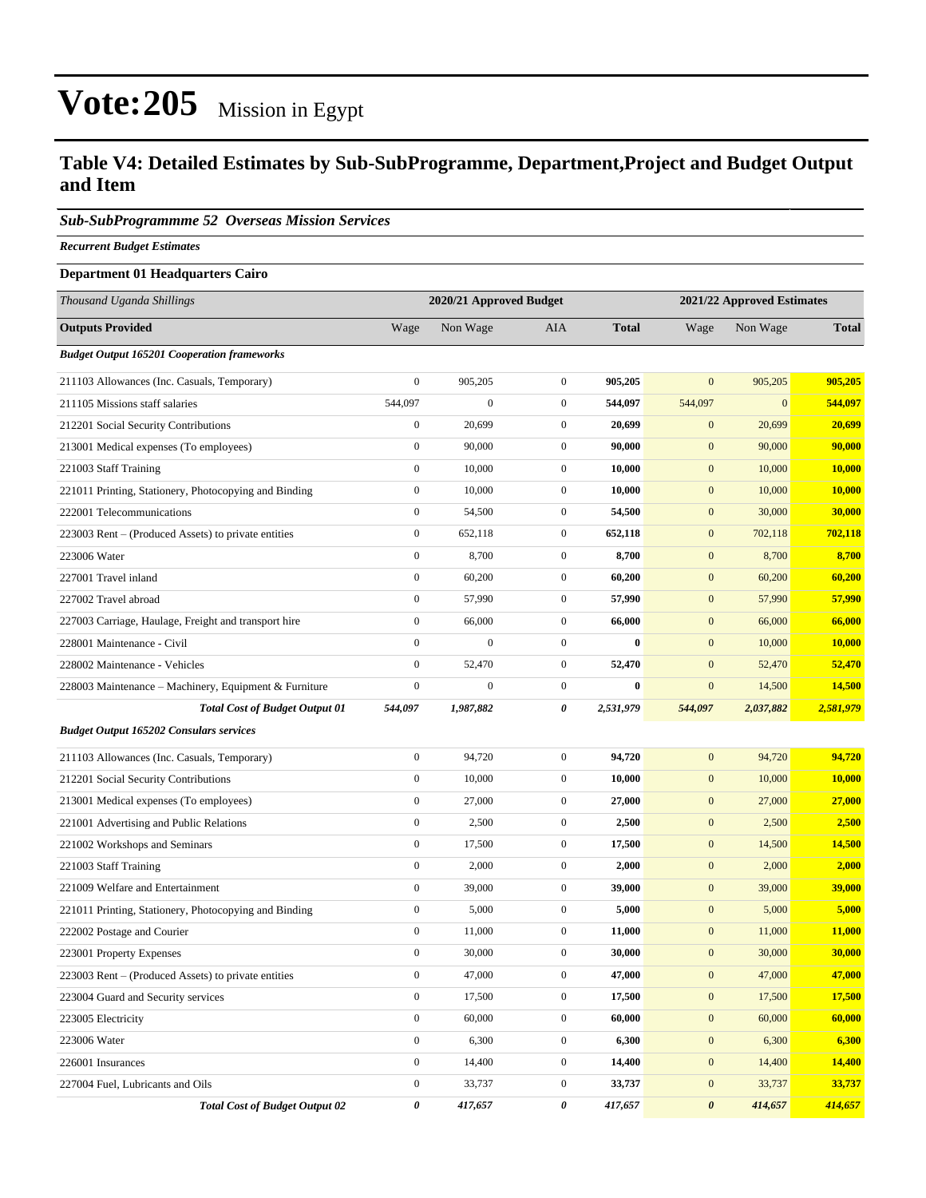# Vote:205 Mission in Egypt

## Table V4: Detailed Estimates by Sub-SubProgramme, Department,Project and Budget Output and Item

***Sub-SubProgrammme 52 Overseas Mission Services***

***Recurrent Budget Estimates***

**Department 01 Headquarters Cairo**

| *Thousand Uganda Shillings* | 2020/21 Approved Budget | | | | 2021/22 Approved Estimates | | |
|---|---|---|---|---|---|---|---|
| **Outputs Provided** | Wage | Non Wage | AIA | **Total** | Wage | Non Wage | **Total** |
| ***Budget Output 165201 Cooperation frameworks*** | | | | | | | |
| 211103 Allowances (Inc. Casuals, Temporary) | 0 | 905,205 | 0 | **905,205** | 0 | 905,205 | **905,205** |
| 211105 Missions staff salaries | 544,097 | 0 | 0 | **544,097** | 544,097 | 0 | **544,097** |
| 212201 Social Security Contributions | 0 | 20,699 | 0 | **20,699** | 0 | 20,699 | **20,699** |
| 213001 Medical expenses (To employees) | 0 | 90,000 | 0 | **90,000** | 0 | 90,000 | **90,000** |
| 221003 Staff Training | 0 | 10,000 | 0 | **10,000** | 0 | 10,000 | **10,000** |
| 221011 Printing, Stationery, Photocopying and Binding | 0 | 10,000 | 0 | **10,000** | 0 | 10,000 | **10,000** |
| 222001 Telecommunications | 0 | 54,500 | 0 | **54,500** | 0 | 30,000 | **30,000** |
| 223003 Rent – (Produced Assets) to private entities | 0 | 652,118 | 0 | **652,118** | 0 | 702,118 | **702,118** |
| 223006 Water | 0 | 8,700 | 0 | **8,700** | 0 | 8,700 | **8,700** |
| 227001 Travel inland | 0 | 60,200 | 0 | **60,200** | 0 | 60,200 | **60,200** |
| 227002 Travel abroad | 0 | 57,990 | 0 | **57,990** | 0 | 57,990 | **57,990** |
| 227003 Carriage, Haulage, Freight and transport hire | 0 | 66,000 | 0 | **66,000** | 0 | 66,000 | **66,000** |
| 228001 Maintenance - Civil | 0 | 0 | 0 | **0** | 0 | 10,000 | **10,000** |
| 228002 Maintenance - Vehicles | 0 | 52,470 | 0 | **52,470** | 0 | 52,470 | **52,470** |
| 228003 Maintenance – Machinery, Equipment & Furniture | 0 | 0 | 0 | **0** | 0 | 14,500 | **14,500** |
| ***Total Cost of Budget Output 01*** | ***544,097*** | ***1,987,882*** | ***0*** | ***2,531,979*** | ***544,097*** | ***2,037,882*** | ***2,581,979*** |
| ***Budget Output 165202 Consulars services*** | | | | | | | |
| 211103 Allowances (Inc. Casuals, Temporary) | 0 | 94,720 | 0 | **94,720** | 0 | 94,720 | **94,720** |
| 212201 Social Security Contributions | 0 | 10,000 | 0 | **10,000** | 0 | 10,000 | **10,000** |
| 213001 Medical expenses (To employees) | 0 | 27,000 | 0 | **27,000** | 0 | 27,000 | **27,000** |
| 221001 Advertising and Public Relations | 0 | 2,500 | 0 | **2,500** | 0 | 2,500 | **2,500** |
| 221002 Workshops and Seminars | 0 | 17,500 | 0 | **17,500** | 0 | 14,500 | **14,500** |
| 221003 Staff Training | 0 | 2,000 | 0 | **2,000** | 0 | 2,000 | **2,000** |
| 221009 Welfare and Entertainment | 0 | 39,000 | 0 | **39,000** | 0 | 39,000 | **39,000** |
| 221011 Printing, Stationery, Photocopying and Binding | 0 | 5,000 | 0 | **5,000** | 0 | 5,000 | **5,000** |
| 222002 Postage and Courier | 0 | 11,000 | 0 | **11,000** | 0 | 11,000 | **11,000** |
| 223001 Property Expenses | 0 | 30,000 | 0 | **30,000** | 0 | 30,000 | **30,000** |
| 223003 Rent – (Produced Assets) to private entities | 0 | 47,000 | 0 | **47,000** | 0 | 47,000 | **47,000** |
| 223004 Guard and Security services | 0 | 17,500 | 0 | **17,500** | 0 | 17,500 | **17,500** |
| 223005 Electricity | 0 | 60,000 | 0 | **60,000** | 0 | 60,000 | **60,000** |
| 223006 Water | 0 | 6,300 | 0 | **6,300** | 0 | 6,300 | **6,300** |
| 226001 Insurances | 0 | 14,400 | 0 | **14,400** | 0 | 14,400 | **14,400** |
| 227004 Fuel, Lubricants and Oils | 0 | 33,737 | 0 | **33,737** | 0 | 33,737 | **33,737** |
| ***Total Cost of Budget Output 02*** | ***0*** | ***417,657*** | ***0*** | ***417,657*** | ***0*** | ***414,657*** | ***414,657*** |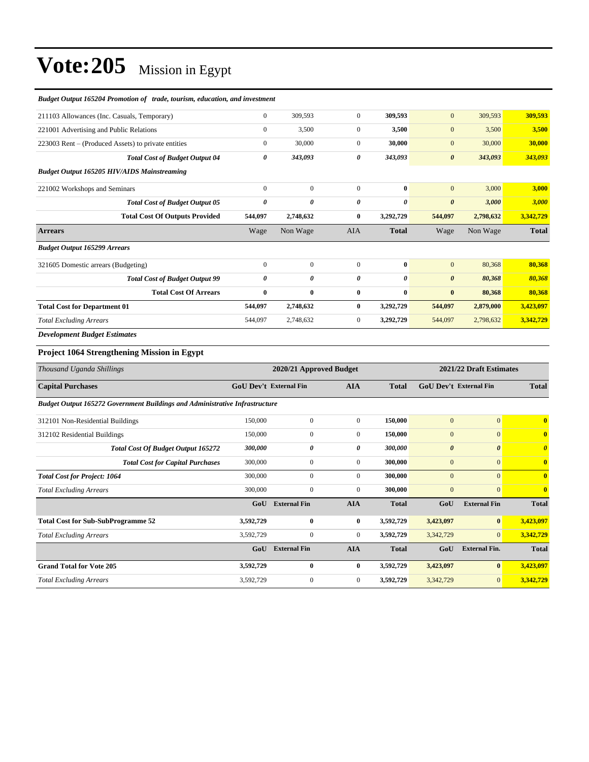# Vote:205 Mission in Egypt

| | | | | | | | |
|---|---|---|---|---|---|---|---|
| ***Budget Output 165204 Promotion of trade, tourism, education, and investment*** | | | | | | | |
| 211103 Allowances (Inc. Casuals, Temporary) | 0 | 309,593 | 0 | **309,593** | 0 | 309,593 | **309,593** |
| 221001 Advertising and Public Relations | 0 | 3,500 | 0 | **3,500** | 0 | 3,500 | **3,500** |
| 223003 Rent – (Produced Assets) to private entities | 0 | 30,000 | 0 | **30,000** | 0 | 30,000 | **30,000** |
| ***Total Cost of Budget Output 04*** | ***0*** | ***343,093*** | ***0*** | ***343,093*** | ***0*** | ***343,093*** | ***343,093*** |
| ***Budget Output 165205 HIV/AIDS Mainstreaming*** | | | | | | | |
| 221002 Workshops and Seminars | 0 | 0 | 0 | **0** | 0 | 3,000 | **3,000** |
| ***Total Cost of Budget Output 05*** | ***0*** | ***0*** | ***0*** | ***0*** | ***0*** | ***3,000*** | ***3,000*** |
| **Total Cost Of Outputs Provided** | **544,097** | **2,748,632** | **0** | **3,292,729** | **544,097** | **2,798,632** | **3,342,729** |
| **Arrears** | Wage | Non Wage | AIA | **Total** | Wage | Non Wage | **Total** |
| ***Budget Output 165299 Arrears*** | | | | | | | |
| 321605 Domestic arrears (Budgeting) | 0 | 0 | 0 | **0** | 0 | 80,368 | **80,368** |
| ***Total Cost of Budget Output 99*** | ***0*** | ***0*** | ***0*** | ***0*** | ***0*** | ***80,368*** | ***80,368*** |
| **Total Cost Of Arrears** | **0** | **0** | **0** | **0** | **0** | **80,368** | **80,368** |
| **Total Cost for Department 01** | **544,097** | **2,748,632** | **0** | **3,292,729** | **544,097** | **2,879,000** | **3,423,097** |
| *Total Excluding Arrears* | 544,097 | 2,748,632 | 0 | **3,292,729** | 544,097 | 2,798,632 | **3,342,729** |

***Development Budget Estimates***

### Project 1064 Strengthening Mission in Egypt

| *Thousand Uganda Shillings* | 2020/21 Approved Budget | | | | 2021/22 Draft Estimates | | |
|---|---|---|---|---|---|---|---|
| **Capital Purchases** | **GoU Dev't** | **External Fin** | **AIA** | **Total** | **GoU Dev't** | **External Fin** | **Total** |
| ***Budget Output 165272 Government Buildings and Administrative Infrastructure*** | | | | | | | |
| 312101 Non-Residential Buildings | 150,000 | 0 | 0 | **150,000** | 0 | 0 | **0** |
| 312102 Residential Buildings | 150,000 | 0 | 0 | **150,000** | 0 | 0 | **0** |
| ***Total Cost Of Budget Output 165272*** | ***300,000*** | ***0*** | ***0*** | ***300,000*** | ***0*** | ***0*** | ***0*** |
| ***Total Cost for Capital Purchases*** | 300,000 | 0 | 0 | **300,000** | 0 | 0 | **0** |
| ***Total Cost for Project: 1064*** | 300,000 | 0 | 0 | **300,000** | 0 | 0 | **0** |
| *Total Excluding Arrears* | 300,000 | 0 | 0 | **300,000** | 0 | 0 | **0** |
| | **GoU** | **External Fin** | **AIA** | **Total** | **GoU** | **External Fin** | **Total** |
| **Total Cost for Sub-SubProgramme 52** | **3,592,729** | **0** | **0** | **3,592,729** | **3,423,097** | **0** | **3,423,097** |
| *Total Excluding Arrears* | 3,592,729 | 0 | 0 | **3,592,729** | 3,342,729 | 0 | **3,342,729** |
| | **GoU** | **External Fin** | **AIA** | **Total** | **GoU** | **External Fin.** | **Total** |
| **Grand Total for Vote 205** | **3,592,729** | **0** | **0** | **3,592,729** | **3,423,097** | **0** | **3,423,097** |
| *Total Excluding Arrears* | 3,592,729 | 0 | 0 | **3,592,729** | 3,342,729 | 0 | **3,342,729** |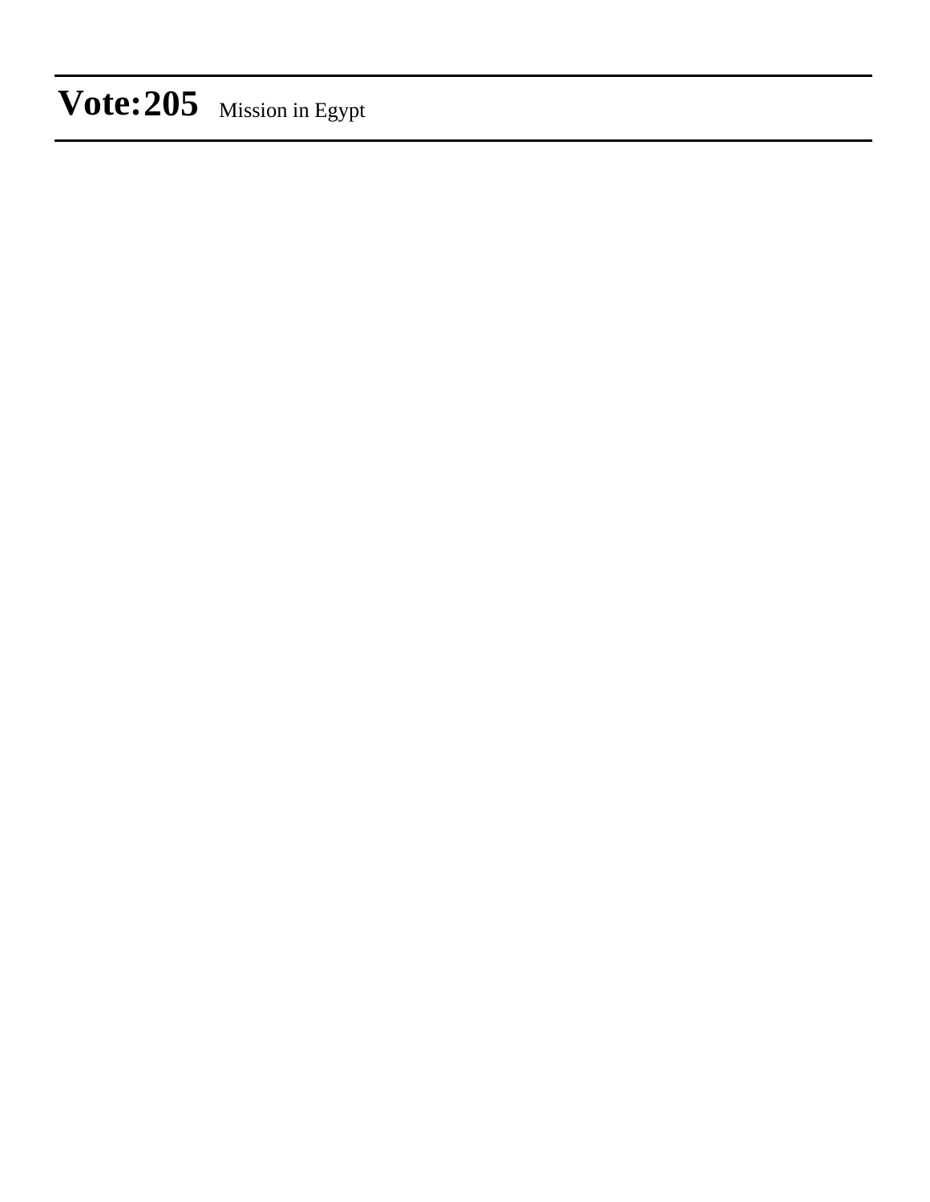# Vote:205 Mission in Egypt